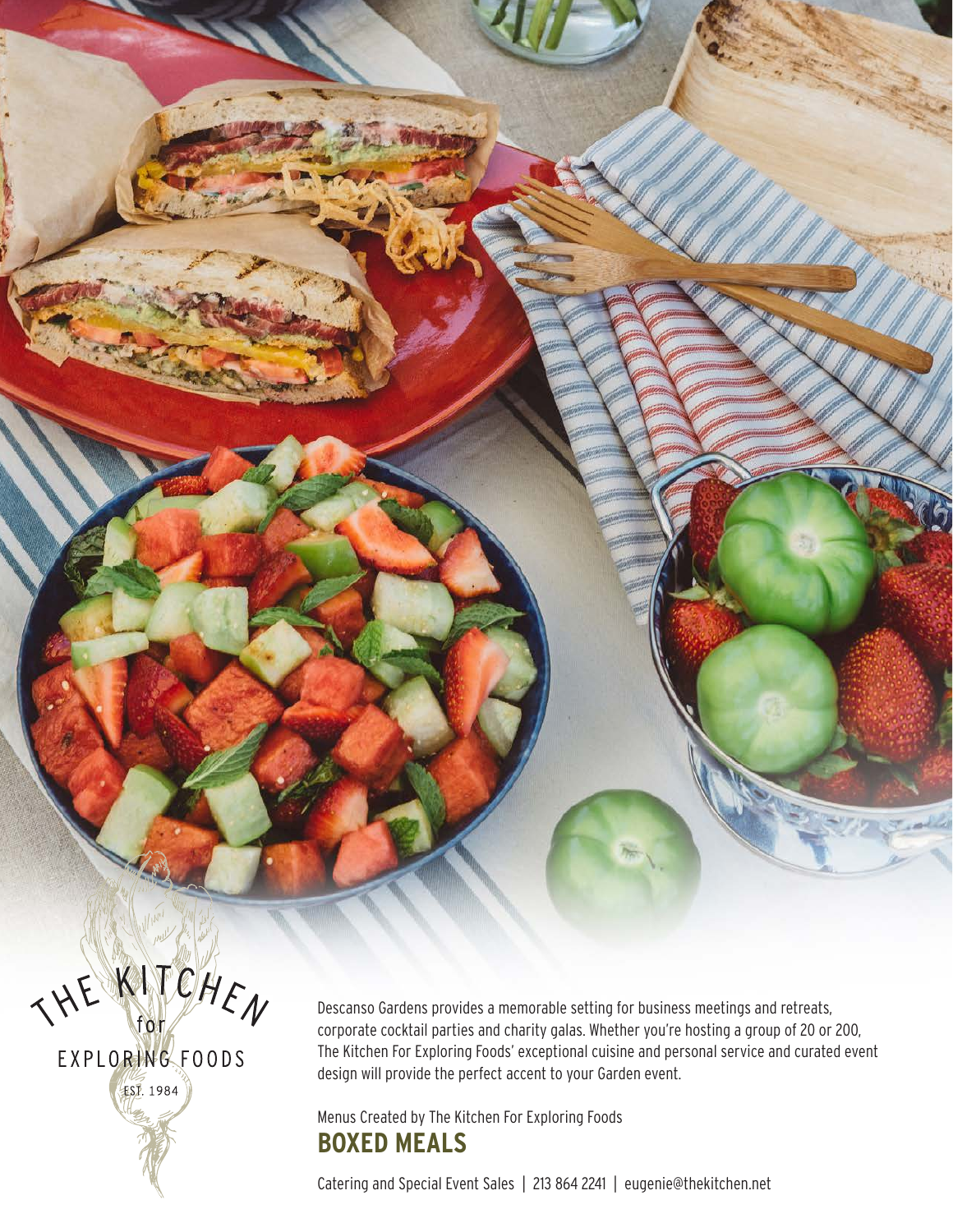THE KITCHEN for EXPLORING FOODS

EST. 1984

Descanso Gardens provides a memorable setting for business meetings and retreats, corporate cocktail parties and charity galas. Whether you're hosting a group of 20 or 200, The Kitchen For Exploring Foods' exceptional cuisine and personal service and curated event design will provide the perfect accent to your Garden event.

Menus Created by The Kitchen For Exploring Foods

# BOXED MEALS

Catering and Special Event Sales | 213 864 2241 | eugenie@thekitchen.net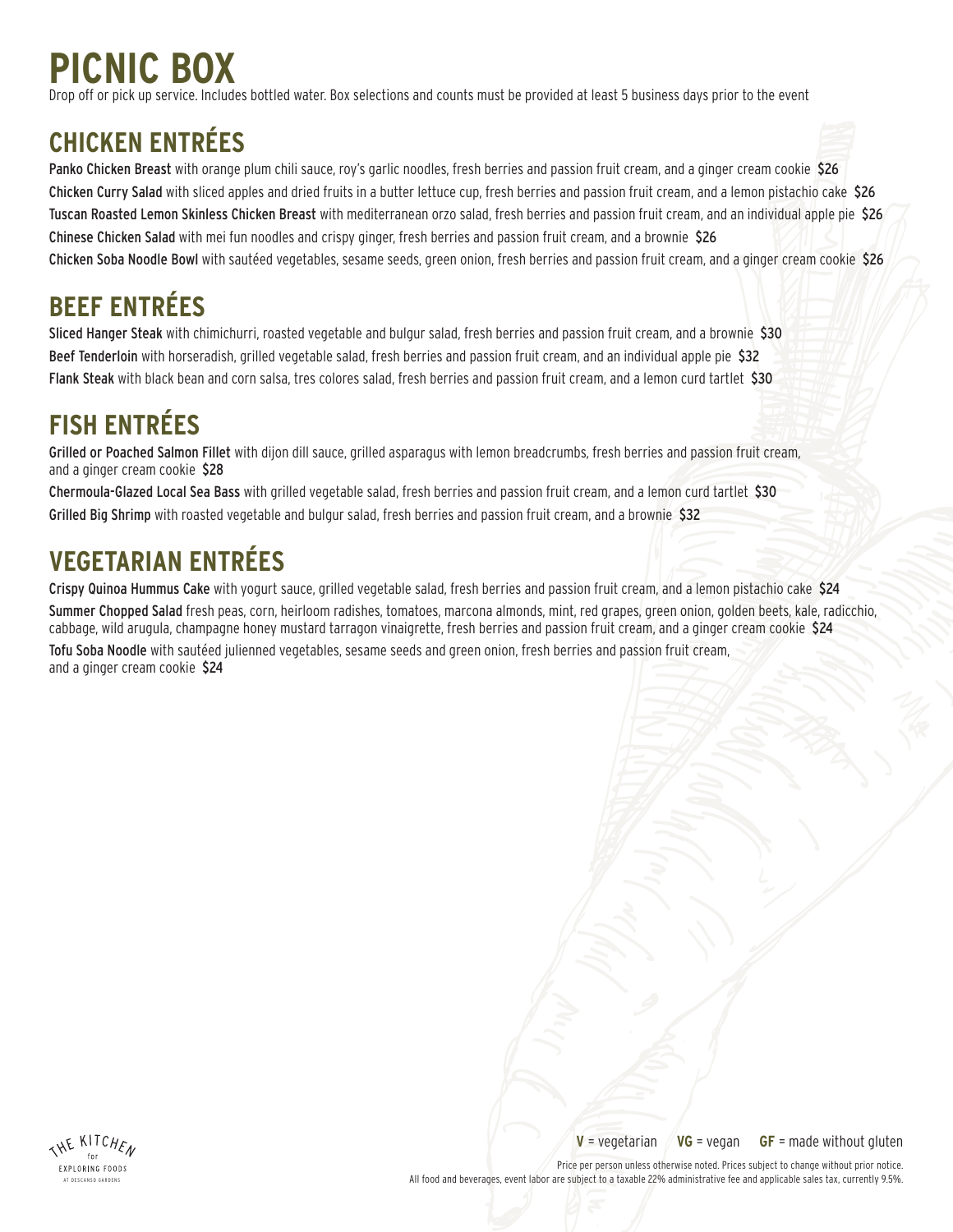# PICNIC BOX

Drop off or pick up service. Includes bottled water. Box selections and counts must be provided at least 5 business days prior to the event

## CHICKEN ENTRÉES

**Panko Chicken Breast** with orange plum chili sauce, roy's garlic noodles, fresh berries and passion fruit cream, and a ginger cream cookie **$26**

**Chicken Curry Salad** with sliced apples and dried fruits in a butter lettuce cup, fresh berries and passion fruit cream, and a lemon pistachio cake **$26**

**Tuscan Roasted Lemon Skinless Chicken Breast** with mediterranean orzo salad, fresh berries and passion fruit cream, and an individual apple pie **$26**

**Chinese Chicken Salad** with mei fun noodles and crispy ginger, fresh berries and passion fruit cream, and a brownie **$26**

**Chicken Soba Noodle Bowl** with sautéed vegetables, sesame seeds, green onion, fresh berries and passion fruit cream, and a ginger cream cookie **$26**

## BEEF ENTRÉES

**Sliced Hanger Steak** with chimichurri, roasted vegetable and bulgur salad, fresh berries and passion fruit cream, and a brownie **$30**

**Beef Tenderloin** with horseradish, grilled vegetable salad, fresh berries and passion fruit cream, and an individual apple pie **$32**

**Flank Steak** with black bean and corn salsa, tres colores salad, fresh berries and passion fruit cream, and a lemon curd tartlet **$30**

## FISH ENTRÉES

**Grilled or Poached Salmon Fillet** with dijon dill sauce, grilled asparagus with lemon breadcrumbs, fresh berries and passion fruit cream, and a ginger cream cookie **$28**

**Chermoula-Glazed Local Sea Bass** with grilled vegetable salad, fresh berries and passion fruit cream, and a lemon curd tartlet **$30**

**Grilled Big Shrimp** with roasted vegetable and bulgur salad, fresh berries and passion fruit cream, and a brownie **$32**

## VEGETARIAN ENTRÉES

**Crispy Quinoa Hummus Cake** with yogurt sauce, grilled vegetable salad, fresh berries and passion fruit cream, and a lemon pistachio cake **$24**

**Summer Chopped Salad** fresh peas, corn, heirloom radishes, tomatoes, marcona almonds, mint, red grapes, green onion, golden beets, kale, radicchio, cabbage, wild arugula, champagne honey mustard tarragon vinaigrette, fresh berries and passion fruit cream, and a ginger cream cookie **$24**

**Tofu Soba Noodle** with sautéed julienned vegetables, sesame seeds and green onion, fresh berries and passion fruit cream, and a ginger cream cookie **$24**

THE KITCHEN for EXPLORING FOODS AT DESCANSO GARDENS

**V** = vegetarian **VG** = vegan **GF** = made without gluten

Price per person unless otherwise noted. Prices subject to change without prior notice.
All food and beverages, event labor are subject to a taxable 22% administrative fee and applicable sales tax, currently 9.5%.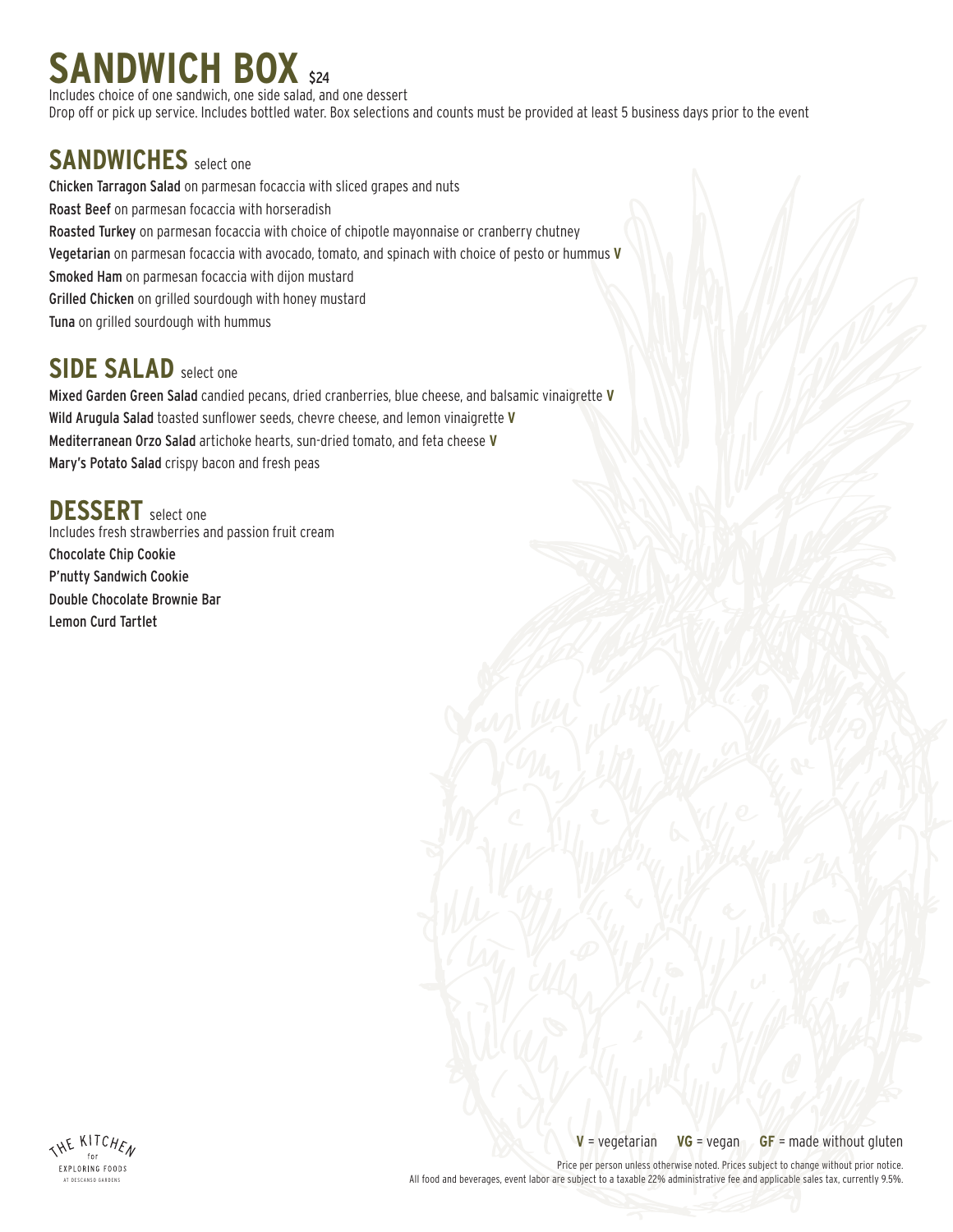# SANDWICH BOX $24

Includes choice of one sandwich, one side salad, and one dessert
Drop off or pick up service. Includes bottled water. Box selections and counts must be provided at least 5 business days prior to the event

## SANDWICHES select one

**Chicken Tarragon Salad** on parmesan focaccia with sliced grapes and nuts
**Roast Beef** on parmesan focaccia with horseradish
**Roasted Turkey** on parmesan focaccia with choice of chipotle mayonnaise or cranberry chutney
**Vegetarian** on parmesan focaccia with avocado, tomato, and spinach with choice of pesto or hummus **V**
**Smoked Ham** on parmesan focaccia with dijon mustard
**Grilled Chicken** on grilled sourdough with honey mustard
**Tuna** on grilled sourdough with hummus

## SIDE SALAD select one

**Mixed Garden Green Salad** candied pecans, dried cranberries, blue cheese, and balsamic vinaigrette **V**
**Wild Arugula Salad** toasted sunflower seeds, chevre cheese, and lemon vinaigrette **V**
**Mediterranean Orzo Salad** artichoke hearts, sun-dried tomato, and feta cheese **V**
**Mary's Potato Salad** crispy bacon and fresh peas

## DESSERT select one

Includes fresh strawberries and passion fruit cream
**Chocolate Chip Cookie**
**P'nutty Sandwich Cookie**
**Double Chocolate Brownie Bar**
**Lemon Curd Tartlet**

THE KITCHEN for EXPLORING FOODS AT DESCANSO GARDENS

**V** = vegetarian **VG** = vegan **GF** = made without gluten

Price per person unless otherwise noted. Prices subject to change without prior notice.
All food and beverages, event labor are subject to a taxable 22% administrative fee and applicable sales tax, currently 9.5%.